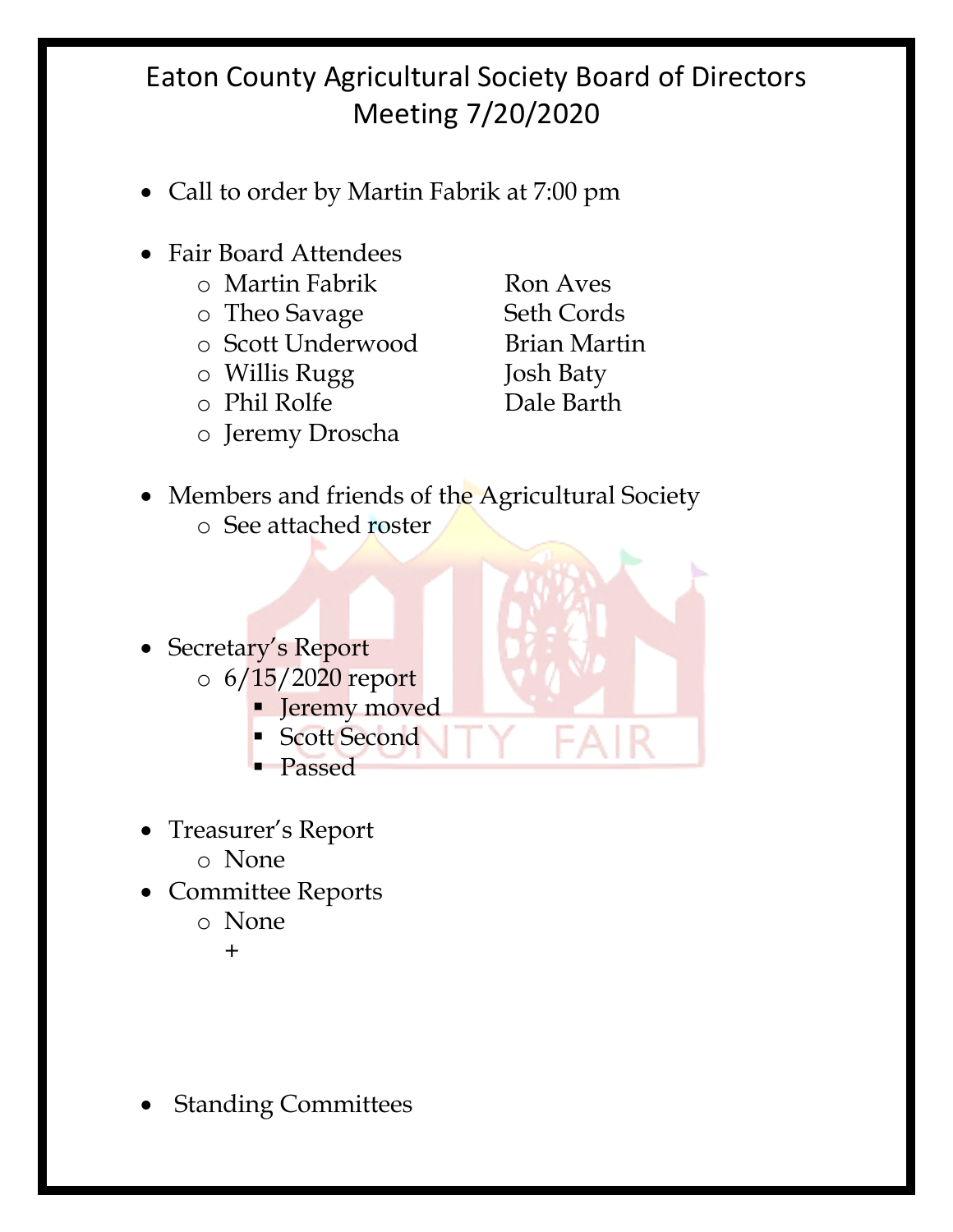# Eaton County Agricultural Society Board of Directors Meeting 7/20/2020

- Call to order by Martin Fabrik at 7:00 pm

- Fair Board Attendees
  - Martin Fabrik
  - Theo Savage
  - Scott Underwood
  - Willis Rugg
  - Phil Rolfe
  - Jeremy Droscha
  - Ron Aves
  - Seth Cords
  - Brian Martin
  - Josh Baty
  - Dale Barth

- Members and friends of the Agricultural Society
  - See attached roster

- Secretary's Report
  - 6/15/2020 report
    - Jeremy moved
    - Scott Second
    - Passed

- Treasurer's Report
  - None
- Committee Reports
  - None

    +

- Standing Committees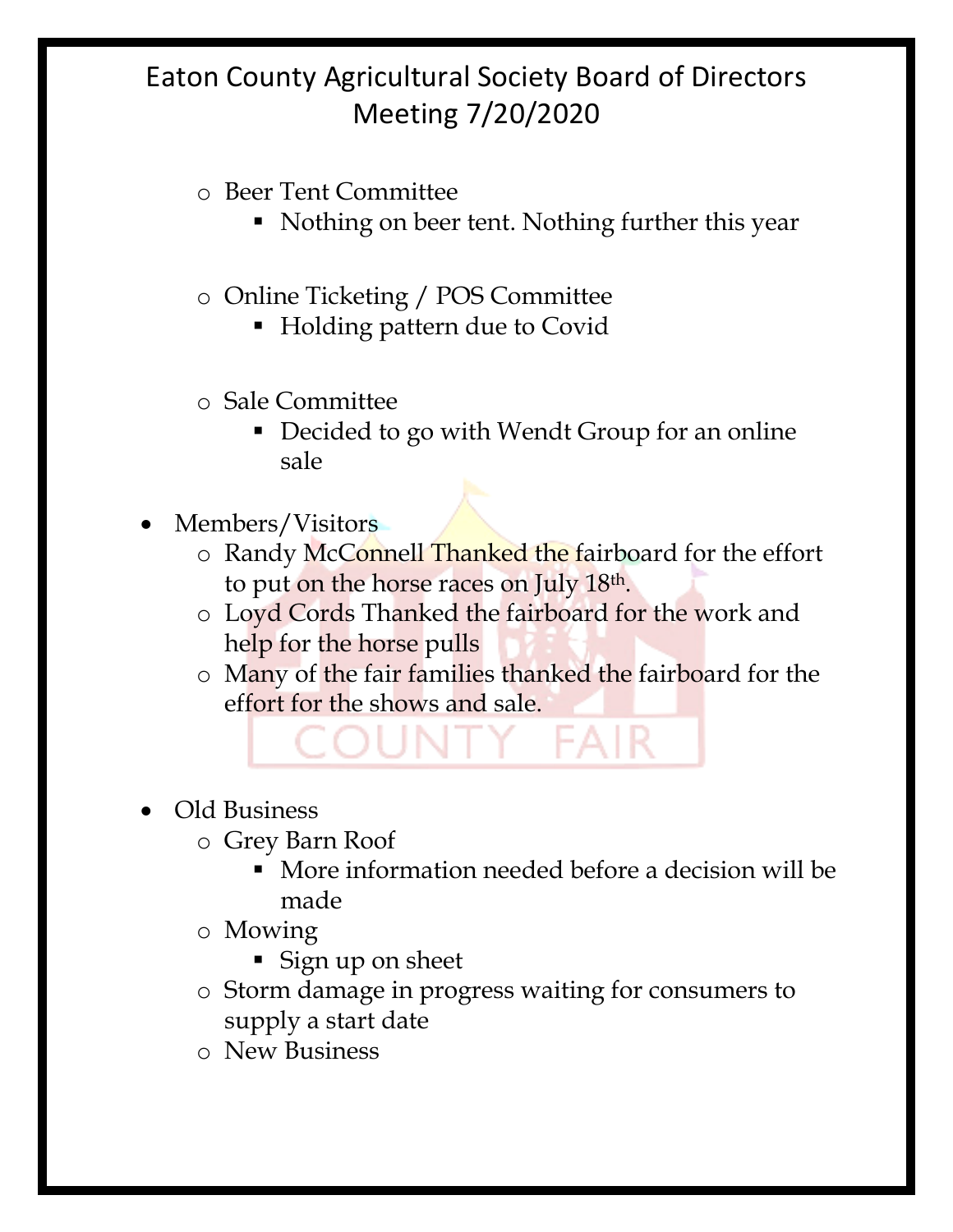# Eaton County Agricultural Society Board of Directors Meeting 7/20/2020

- Beer Tent Committee
  - Nothing on beer tent. Nothing further this year
- Online Ticketing / POS Committee
  - Holding pattern due to Covid
- Sale Committee
  - Decided to go with Wendt Group for an online sale

- Members/Visitors
  - Randy McConnell Thanked the fairboard for the effort to put on the horse races on July 18th.
  - Loyd Cords Thanked the fairboard for the work and help for the horse pulls
  - Many of the fair families thanked the fairboard for the effort for the shows and sale.

- Old Business
  - Grey Barn Roof
    - More information needed before a decision will be made
  - Mowing
    - Sign up on sheet
  - Storm damage in progress waiting for consumers to supply a start date
  - New Business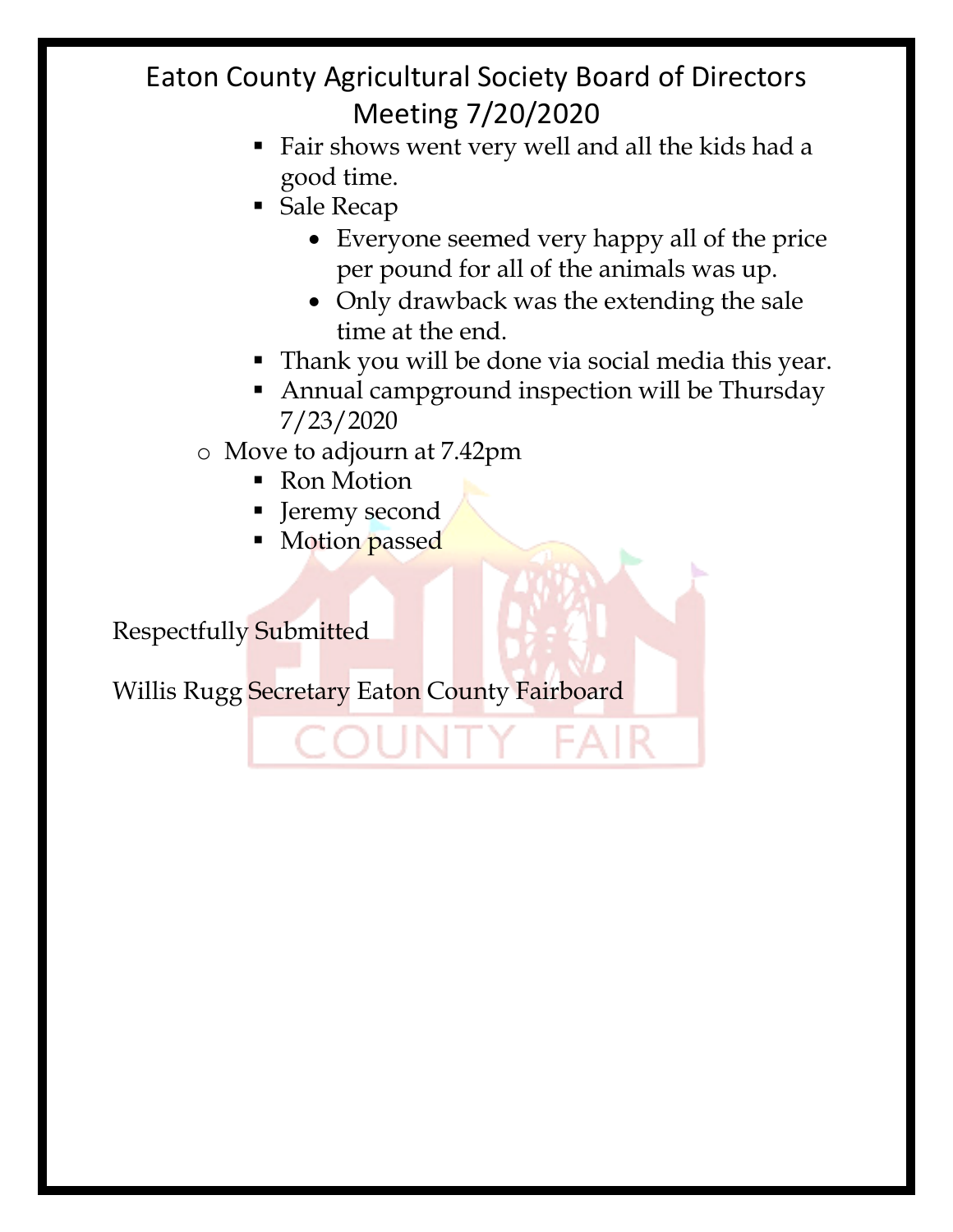# Eaton County Agricultural Society Board of Directors Meeting 7/20/2020

    - Fair shows went very well and all the kids had a good time.
    - Sale Recap
        - Everyone seemed very happy all of the price per pound for all of the animals was up.
        - Only drawback was the extending the sale time at the end.
    - Thank you will be done via social media this year.
    - Annual campground inspection will be Thursday 7/23/2020
- Move to adjourn at 7.42pm
    - Ron Motion
    - Jeremy second
    - Motion passed

Respectfully Submitted

Willis Rugg Secretary Eaton County Fairboard